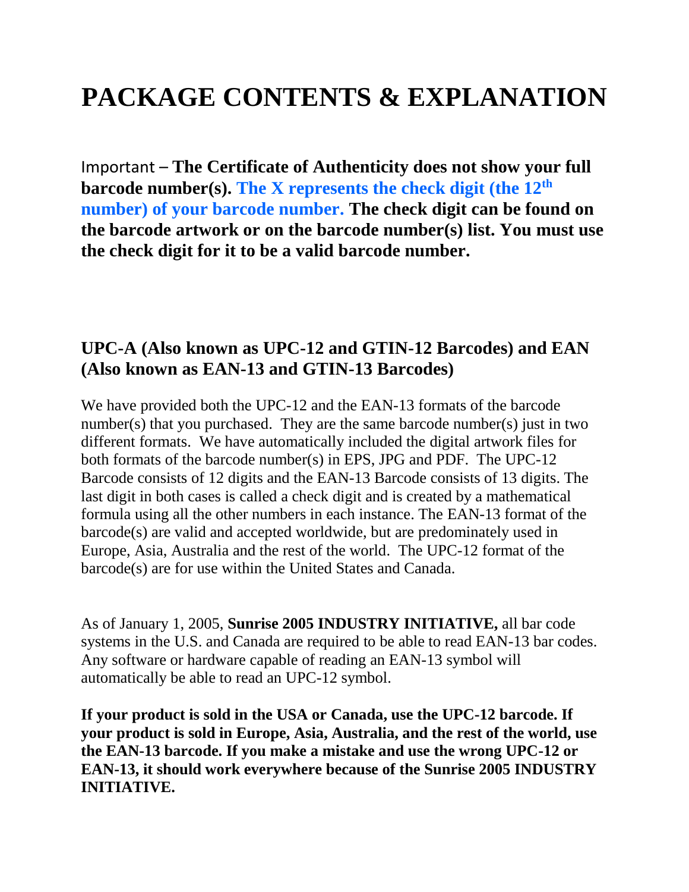# PACKAGE CONTENTS & EXPLANATION

Important – **The Certificate of Authenticity does not show your full barcode number(s). The X represents the check digit (the 12th number) of your barcode number. The check digit can be found on the barcode artwork or on the barcode number(s) list. You must use the check digit for it to be a valid barcode number.**

## UPC-A (Also known as UPC-12 and GTIN-12 Barcodes) and EAN (Also known as EAN-13 and GTIN-13 Barcodes)

We have provided both the UPC-12 and the EAN-13 formats of the barcode number(s) that you purchased. They are the same barcode number(s) just in two different formats. We have automatically included the digital artwork files for both formats of the barcode number(s) in EPS, JPG and PDF. The UPC-12 Barcode consists of 12 digits and the EAN-13 Barcode consists of 13 digits. The last digit in both cases is called a check digit and is created by a mathematical formula using all the other numbers in each instance. The EAN-13 format of the barcode(s) are valid and accepted worldwide, but are predominately used in Europe, Asia, Australia and the rest of the world. The UPC-12 format of the barcode(s) are for use within the United States and Canada.

As of January 1, 2005, **Sunrise 2005 INDUSTRY INITIATIVE,** all bar code systems in the U.S. and Canada are required to be able to read EAN-13 bar codes. Any software or hardware capable of reading an EAN-13 symbol will automatically be able to read an UPC-12 symbol.

**If your product is sold in the USA or Canada, use the UPC-12 barcode. If your product is sold in Europe, Asia, Australia, and the rest of the world, use the EAN-13 barcode. If you make a mistake and use the wrong UPC-12 or EAN-13, it should work everywhere because of the Sunrise 2005 INDUSTRY INITIATIVE.**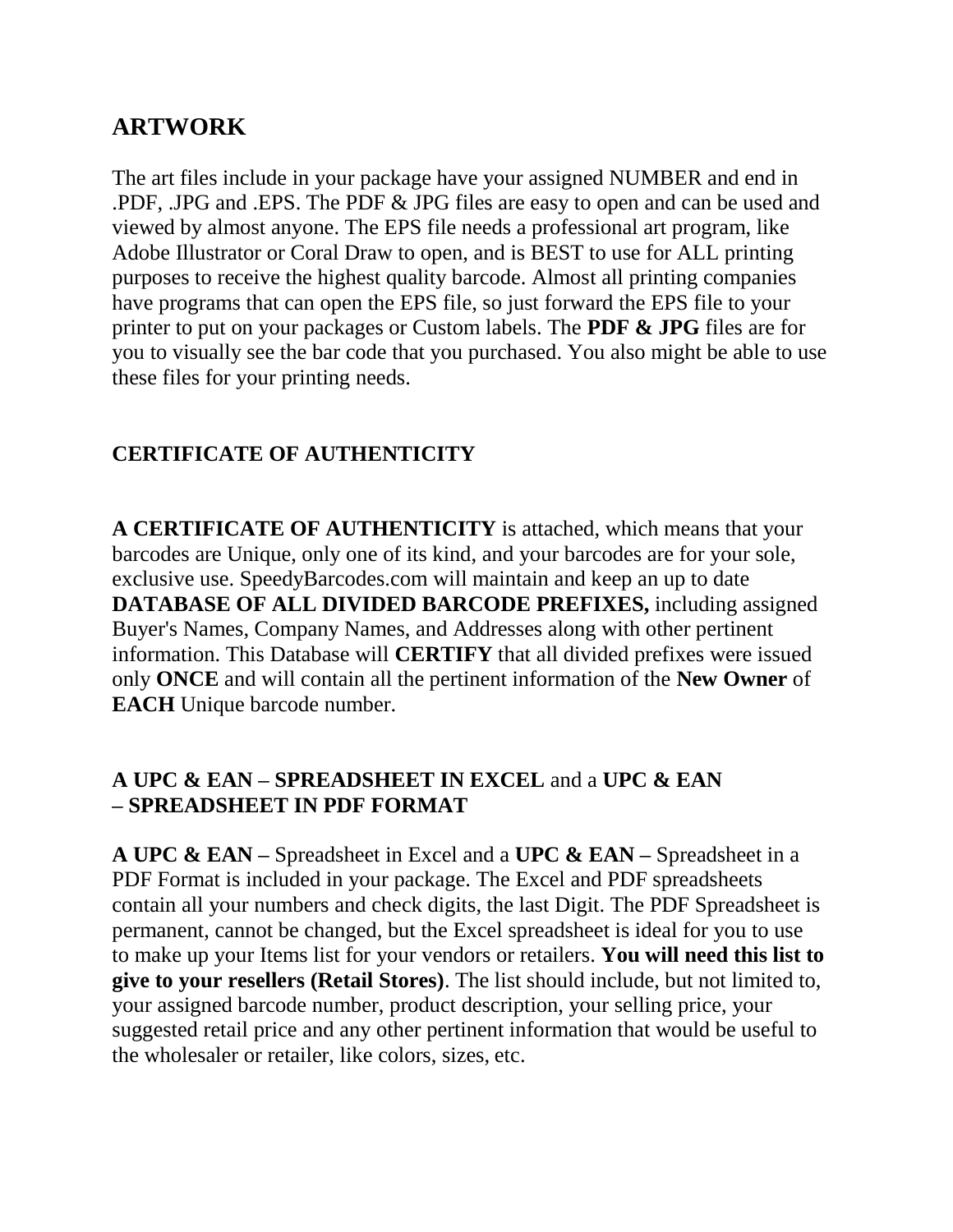## ARTWORK

The art files include in your package have your assigned NUMBER and end in .PDF, .JPG and .EPS. The PDF & JPG files are easy to open and can be used and viewed by almost anyone. The EPS file needs a professional art program, like Adobe Illustrator or Coral Draw to open, and is BEST to use for ALL printing purposes to receive the highest quality barcode. Almost all printing companies have programs that can open the EPS file, so just forward the EPS file to your printer to put on your packages or Custom labels. The **PDF & JPG** files are for you to visually see the bar code that you purchased. You also might be able to use these files for your printing needs.

### CERTIFICATE OF AUTHENTICITY

**A CERTIFICATE OF AUTHENTICITY** is attached, which means that your barcodes are Unique, only one of its kind, and your barcodes are for your sole, exclusive use. SpeedyBarcodes.com will maintain and keep an up to date **DATABASE OF ALL DIVIDED BARCODE PREFIXES,** including assigned Buyer's Names, Company Names, and Addresses along with other pertinent information. This Database will **CERTIFY** that all divided prefixes were issued only **ONCE** and will contain all the pertinent information of the **New Owner** of **EACH** Unique barcode number.

### A UPC & EAN – SPREADSHEET IN EXCEL and a UPC & EAN – SPREADSHEET IN PDF FORMAT

**A UPC & EAN –** Spreadsheet in Excel and a **UPC & EAN –** Spreadsheet in a PDF Format is included in your package. The Excel and PDF spreadsheets contain all your numbers and check digits, the last Digit. The PDF Spreadsheet is permanent, cannot be changed, but the Excel spreadsheet is ideal for you to use to make up your Items list for your vendors or retailers. **You will need this list to give to your resellers (Retail Stores)**. The list should include, but not limited to, your assigned barcode number, product description, your selling price, your suggested retail price and any other pertinent information that would be useful to the wholesaler or retailer, like colors, sizes, etc.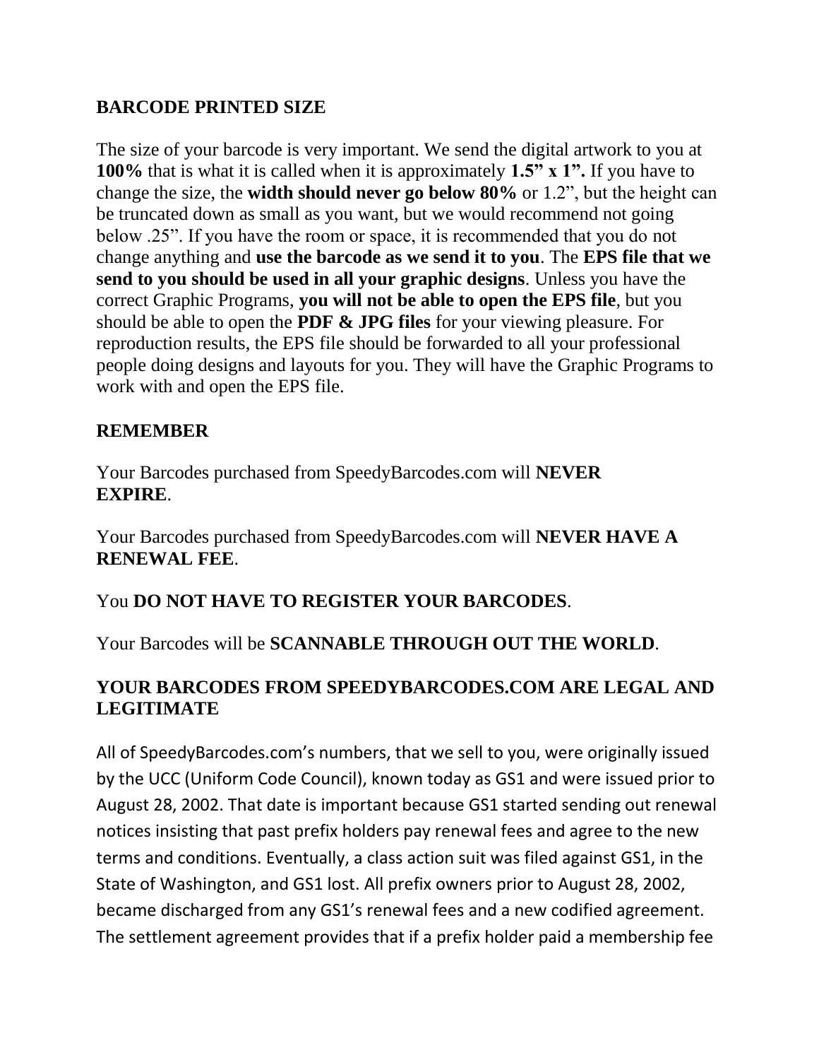**BARCODE PRINTED SIZE**

The size of your barcode is very important. We send the digital artwork to you at **100%** that is what it is called when it is approximately **1.5" x 1".** If you have to change the size, the **width should never go below 80%** or 1.2", but the height can be truncated down as small as you want, but we would recommend not going below .25". If you have the room or space, it is recommended that you do not change anything and **use the barcode as we send it to you**. The **EPS file that we send to you should be used in all your graphic designs**. Unless you have the correct Graphic Programs, **you will not be able to open the EPS file**, but you should be able to open the **PDF & JPG files** for your viewing pleasure. For reproduction results, the EPS file should be forwarded to all your professional people doing designs and layouts for you. They will have the Graphic Programs to work with and open the EPS file.

**REMEMBER**

Your Barcodes purchased from SpeedyBarcodes.com will **NEVER EXPIRE**.

Your Barcodes purchased from SpeedyBarcodes.com will **NEVER HAVE A RENEWAL FEE**.

You **DO NOT HAVE TO REGISTER YOUR BARCODES**.

Your Barcodes will be **SCANNABLE THROUGH OUT THE WORLD**.

**YOUR BARCODES FROM SPEEDYBARCODES.COM ARE LEGAL AND LEGITIMATE**

All of SpeedyBarcodes.com's numbers, that we sell to you, were originally issued by the UCC (Uniform Code Council), known today as GS1 and were issued prior to August 28, 2002. That date is important because GS1 started sending out renewal notices insisting that past prefix holders pay renewal fees and agree to the new terms and conditions. Eventually, a class action suit was filed against GS1, in the State of Washington, and GS1 lost. All prefix owners prior to August 28, 2002, became discharged from any GS1's renewal fees and a new codified agreement. The settlement agreement provides that if a prefix holder paid a membership fee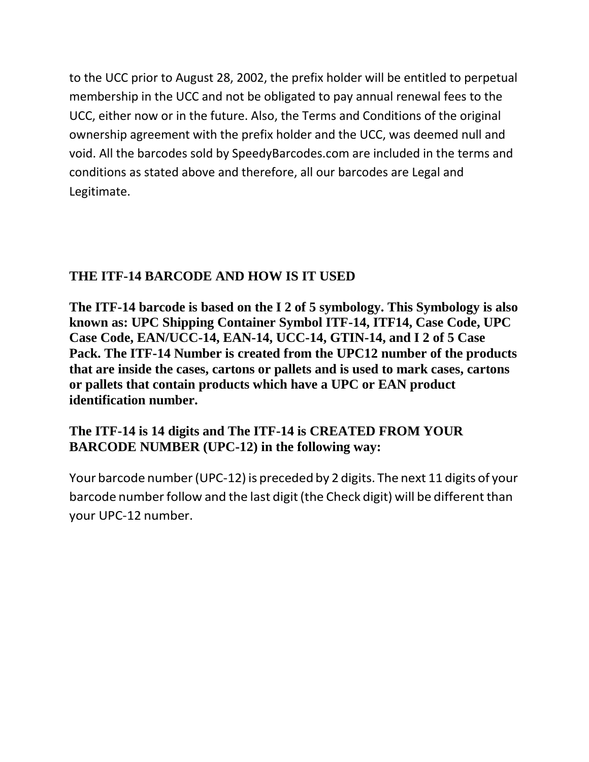to the UCC prior to August 28, 2002, the prefix holder will be entitled to perpetual membership in the UCC and not be obligated to pay annual renewal fees to the UCC, either now or in the future. Also, the Terms and Conditions of the original ownership agreement with the prefix holder and the UCC, was deemed null and void. All the barcodes sold by SpeedyBarcodes.com are included in the terms and conditions as stated above and therefore, all our barcodes are Legal and Legitimate.

## THE ITF-14 BARCODE AND HOW IS IT USED

**The ITF-14 barcode is based on the I 2 of 5 symbology. This Symbology is also known as: UPC Shipping Container Symbol ITF-14, ITF14, Case Code, UPC Case Code, EAN/UCC-14, EAN-14, UCC-14, GTIN-14, and I 2 of 5 Case Pack. The ITF-14 Number is created from the UPC12 number of the products that are inside the cases, cartons or pallets and is used to mark cases, cartons or pallets that contain products which have a UPC or EAN product identification number.**

**The ITF-14 is 14 digits and The ITF-14 is CREATED FROM YOUR BARCODE NUMBER (UPC-12) in the following way:**

Your barcode number (UPC-12) is preceded by 2 digits. The next 11 digits of your barcode number follow and the last digit (the Check digit) will be different than your UPC-12 number.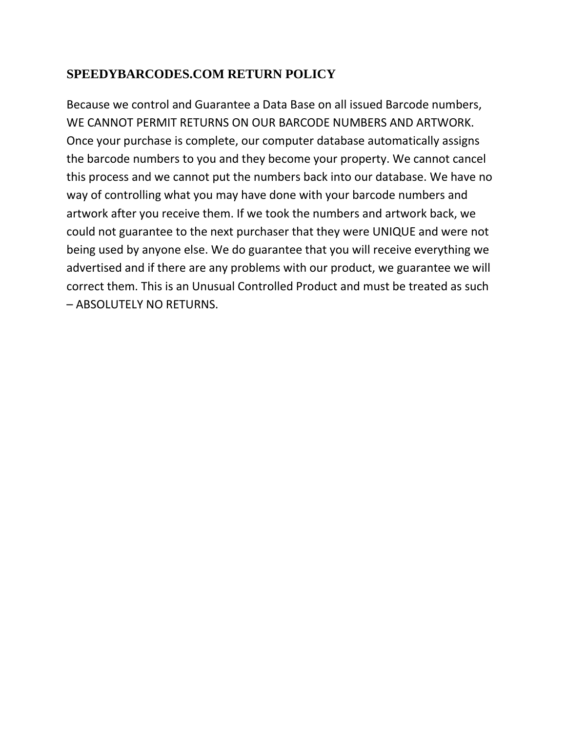## SPEEDYBARCODES.COM RETURN POLICY

Because we control and Guarantee a Data Base on all issued Barcode numbers, WE CANNOT PERMIT RETURNS ON OUR BARCODE NUMBERS AND ARTWORK. Once your purchase is complete, our computer database automatically assigns the barcode numbers to you and they become your property. We cannot cancel this process and we cannot put the numbers back into our database. We have no way of controlling what you may have done with your barcode numbers and artwork after you receive them. If we took the numbers and artwork back, we could not guarantee to the next purchaser that they were UNIQUE and were not being used by anyone else. We do guarantee that you will receive everything we advertised and if there are any problems with our product, we guarantee we will correct them. This is an Unusual Controlled Product and must be treated as such – ABSOLUTELY NO RETURNS.